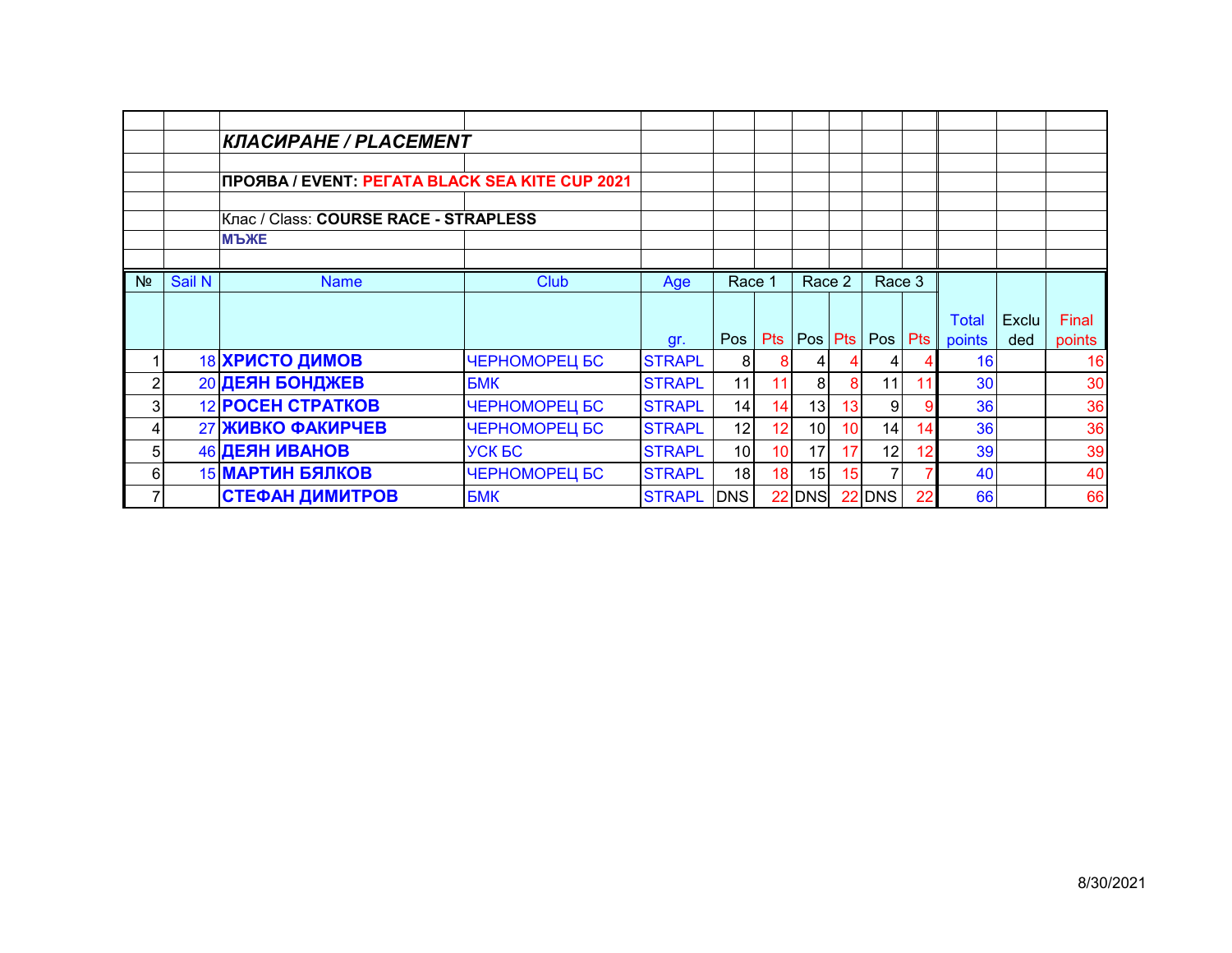## *КЛАСИРАНЕ / PLACEMENT*

**ПРОЯВА / EVENT: РЕГАТА BLACK SEA KITE CUP 2021**

Клас / Class: **COURSE RACE - STRAPLESS**

**МЪЖЕ**

| № | Sail N | Name | Club | Age gr. | Race 1 Pos | Race 1 Pts | Race 2 Pos | Race 2 Pts | Race 3 Pos | Race 3 Pts | Total points | Excluded | Final points |
|---|---|---|---|---|---|---|---|---|---|---|---|---|---|
| 1 | 18 | **ХРИСТО ДИМОВ** | ЧЕРНОМОРЕЦ БС | STRAPL | 8 | 8 | 4 | 4 | 4 | 4 | 16 | | 16 |
| 2 | 20 | **ДЕЯН БОНДЖЕВ** | БМК | STRAPL | 11 | 11 | 8 | 8 | 11 | 11 | 30 | | 30 |
| 3 | 12 | **РОСЕН СТРАТКОВ** | ЧЕРНОМОРЕЦ БС | STRAPL | 14 | 14 | 13 | 13 | 9 | 9 | 36 | | 36 |
| 4 | 27 | **ЖИВКО ФАКИРЧЕВ** | ЧЕРНОМОРЕЦ БС | STRAPL | 12 | 12 | 10 | 10 | 14 | 14 | 36 | | 36 |
| 5 | 46 | **ДЕЯН ИВАНОВ** | УСК БС | STRAPL | 10 | 10 | 17 | 17 | 12 | 12 | 39 | | 39 |
| 6 | 15 | **МАРТИН БЯЛКОВ** | ЧЕРНОМОРЕЦ БС | STRAPL | 18 | 18 | 15 | 15 | 7 | 7 | 40 | | 40 |
| 7 | | **СТЕФАН ДИМИТРОВ** | БМК | STRAPL | DNS | 22 | DNS | 22 | DNS | 22 | 66 | | 66 |

8/30/2021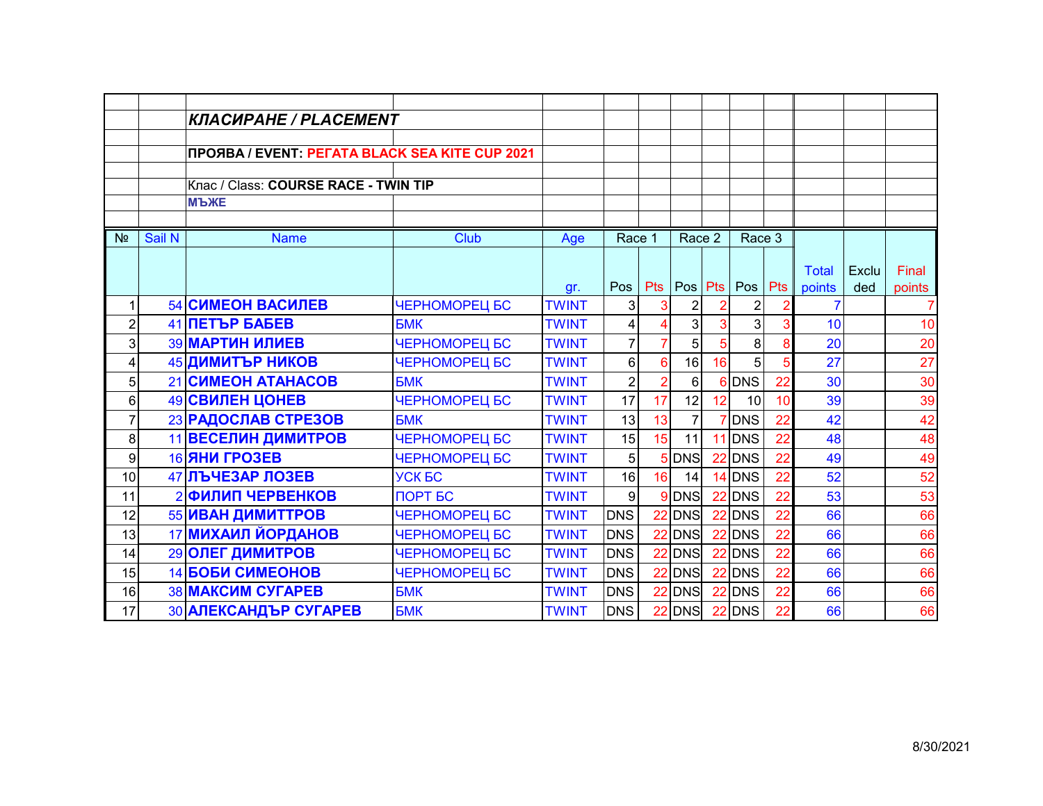## КЛАСИРАНЕ / PLACEMENT

**ПРОЯВА / EVENT: РЕГАТА BLACK SEA KITE CUP 2021**

Клас / Class: **COURSE RACE - TWIN TIP**

**МЪЖЕ**

| № | Sail N | Name | Club | Age gr. | Race 1 Pos | Race 1 Pts | Race 2 Pos | Race 2 Pts | Race 3 Pos | Race 3 Pts | Total points | Excluded | Final points |
|---|---|---|---|---|---|---|---|---|---|---|---|---|---|
| 1 | 54 | **СИМЕОН ВАСИЛЕВ** | ЧЕРНОМОРЕЦ БС | TWINT | 3 | 3 | 2 | 2 | 2 | 2 | 7 | | 7 |
| 2 | 41 | **ПЕТЪР БАБЕВ** | БМК | TWINT | 4 | 4 | 3 | 3 | 3 | 3 | 10 | | 10 |
| 3 | 39 | **МАРТИН ИЛИЕВ** | ЧЕРНОМОРЕЦ БС | TWINT | 7 | 7 | 5 | 5 | 8 | 8 | 20 | | 20 |
| 4 | 45 | **ДИМИТЪР НИКОВ** | ЧЕРНОМОРЕЦ БС | TWINT | 6 | 6 | 16 | 16 | 5 | 5 | 27 | | 27 |
| 5 | 21 | **СИМЕОН АТАНАСОВ** | БМК | TWINT | 2 | 2 | 6 | 6 | DNS | 22 | 30 | | 30 |
| 6 | 49 | **СВИЛЕН ЦОНЕВ** | ЧЕРНОМОРЕЦ БС | TWINT | 17 | 17 | 12 | 12 | 10 | 10 | 39 | | 39 |
| 7 | 23 | **РАДОСЛАВ СТРЕЗОВ** | БМК | TWINT | 13 | 13 | 7 | 7 | DNS | 22 | 42 | | 42 |
| 8 | 11 | **ВЕСЕЛИН ДИМИТРОВ** | ЧЕРНОМОРЕЦ БС | TWINT | 15 | 15 | 11 | 11 | DNS | 22 | 48 | | 48 |
| 9 | 16 | **ЯНИ ГРОЗЕВ** | ЧЕРНОМОРЕЦ БС | TWINT | 5 | 5 | DNS | 22 | DNS | 22 | 49 | | 49 |
| 10 | 47 | **ЛЪЧЕЗАР ЛОЗЕВ** | УСК БС | TWINT | 16 | 16 | 14 | 14 | DNS | 22 | 52 | | 52 |
| 11 | 2 | **ФИЛИП ЧЕРВЕНКОВ** | ПОРТ БС | TWINT | 9 | 9 | DNS | 22 | DNS | 22 | 53 | | 53 |
| 12 | 55 | **ИВАН ДИМИТТРОВ** | ЧЕРНОМОРЕЦ БС | TWINT | DNS | 22 | DNS | 22 | DNS | 22 | 66 | | 66 |
| 13 | 17 | **МИХАИЛ ЙОРДАНОВ** | ЧЕРНОМОРЕЦ БС | TWINT | DNS | 22 | DNS | 22 | DNS | 22 | 66 | | 66 |
| 14 | 29 | **ОЛЕГ ДИМИТРОВ** | ЧЕРНОМОРЕЦ БС | TWINT | DNS | 22 | DNS | 22 | DNS | 22 | 66 | | 66 |
| 15 | 14 | **БОБИ СИМЕОНОВ** | ЧЕРНОМОРЕЦ БС | TWINT | DNS | 22 | DNS | 22 | DNS | 22 | 66 | | 66 |
| 16 | 38 | **МАКСИМ СУГАРЕВ** | БМК | TWINT | DNS | 22 | DNS | 22 | DNS | 22 | 66 | | 66 |
| 17 | 30 | **АЛЕКСАНДЪР СУГАРЕВ** | БМК | TWINT | DNS | 22 | DNS | 22 | DNS | 22 | 66 | | 66 |

8/30/2021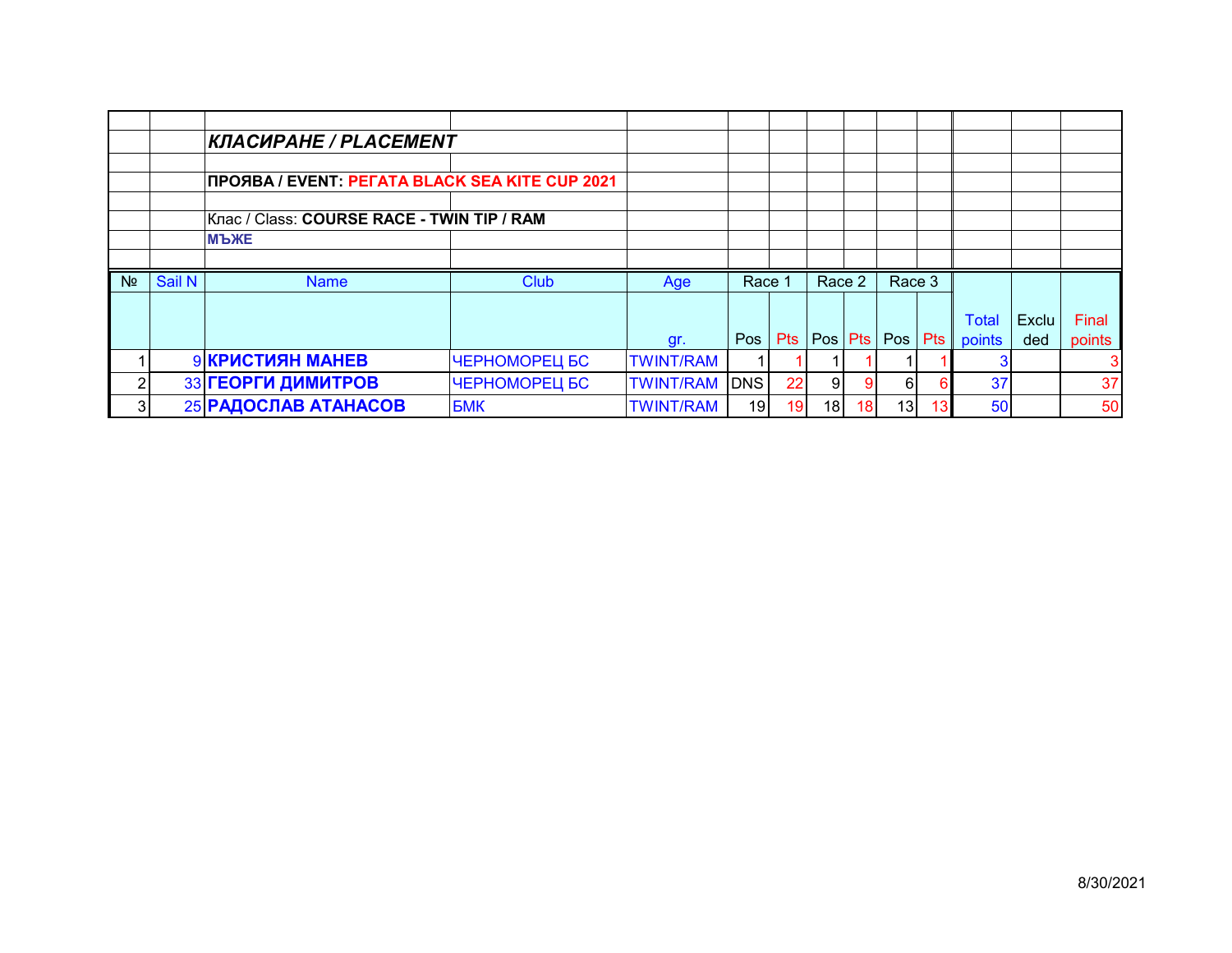***КЛАСИРАНЕ / PLACEMENT***

**ПРОЯВА / EVENT: РЕГАТА BLACK SEA KITE CUP 2021**

Клас / Class: **COURSE RACE - TWIN TIP / RAM**

**МЪЖЕ**

| № | Sail N | Name | Club | Age gr. | Race 1 | | Race 2 | | Race 3 | | Total points | Excluded | Final points |
|---|---|---|---|---|---|---|---|---|---|---|---|---|---|
| | | | | | Pos | Pts | Pos | Pts | Pos | Pts | | | |
| 1 | 9 | **КРИСТИЯН МАНЕВ** | ЧЕРНОМОРЕЦ БС | TWINT/RAM | 1 | 1 | 1 | 1 | 1 | 1 | 3 | | 3 |
| 2 | 33 | **ГЕОРГИ ДИМИТРОВ** | ЧЕРНОМОРЕЦ БС | TWINT/RAM | DNS | 22 | 9 | 9 | 6 | 6 | 37 | | 37 |
| 3 | 25 | **РАДОСЛАВ АТАНАСОВ** | БМК | TWINT/RAM | 19 | 19 | 18 | 18 | 13 | 13 | 50 | | 50 |

8/30/2021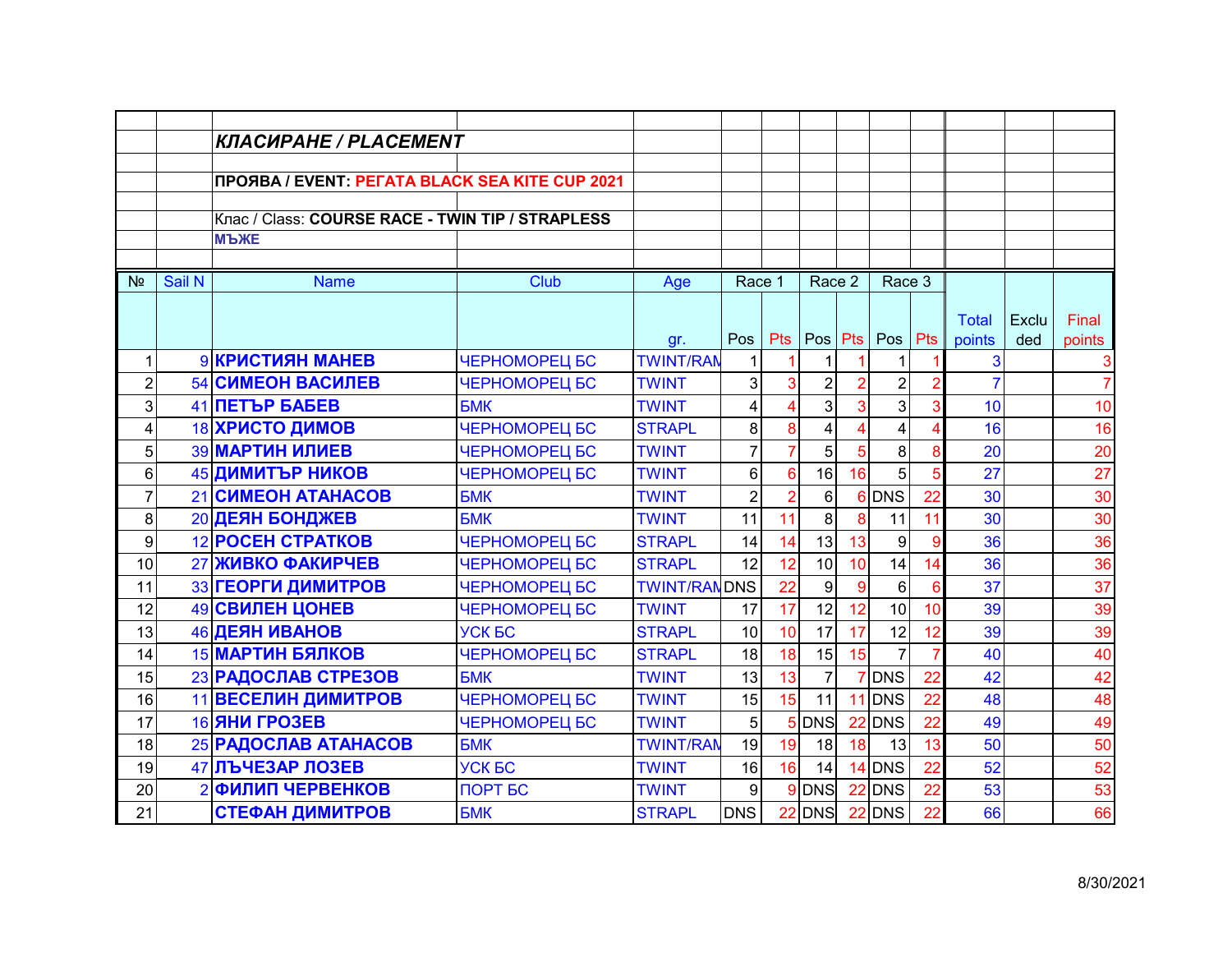***КЛАСИРАНЕ / PLACEMENT***

**ПРОЯВА / EVENT: РЕГАТА BLACK SEA KITE CUP 2021**

Клас / Class: **COURSE RACE - TWIN TIP / STRAPLESS**

**МЪЖЕ**

| № | Sail N | Name | Club | Age gr. | Race 1 Pos | Race 1 Pts | Race 2 Pos | Race 2 Pts | Race 3 Pos | Race 3 Pts | Total points | Excluded | Final points |
|---|---|---|---|---|---|---|---|---|---|---|---|---|---|
| 1 | 9 | КРИСТИЯН МАНЕВ | ЧЕРНОМОРЕЦ БС | TWINT/RAN | 1 | 1 | 1 | 1 | 1 | 1 | 3 | | 3 |
| 2 | 54 | СИМЕОН ВАСИЛЕВ | ЧЕРНОМОРЕЦ БС | TWINT | 3 | 3 | 2 | 2 | 2 | 2 | 7 | | 7 |
| 3 | 41 | ПЕТЪР БАБЕВ | БМК | TWINT | 4 | 4 | 3 | 3 | 3 | 3 | 10 | | 10 |
| 4 | 18 | ХРИСТО ДИМОВ | ЧЕРНОМОРЕЦ БС | STRAPL | 8 | 8 | 4 | 4 | 4 | 4 | 16 | | 16 |
| 5 | 39 | МАРТИН ИЛИЕВ | ЧЕРНОМОРЕЦ БС | TWINT | 7 | 7 | 5 | 5 | 8 | 8 | 20 | | 20 |
| 6 | 45 | ДИМИТЪР НИКОВ | ЧЕРНОМОРЕЦ БС | TWINT | 6 | 6 | 16 | 16 | 5 | 5 | 27 | | 27 |
| 7 | 21 | СИМЕОН АТАНАСОВ | БМК | TWINT | 2 | 2 | 6 | 6 | DNS | 22 | 30 | | 30 |
| 8 | 20 | ДЕЯН БОНДЖЕВ | БМК | TWINT | 11 | 11 | 8 | 8 | 11 | 11 | 30 | | 30 |
| 9 | 12 | РОСЕН СТРАТКОВ | ЧЕРНОМОРЕЦ БС | STRAPL | 14 | 14 | 13 | 13 | 9 | 9 | 36 | | 36 |
| 10 | 27 | ЖИВКО ФАКИРЧЕВ | ЧЕРНОМОРЕЦ БС | STRAPL | 12 | 12 | 10 | 10 | 14 | 14 | 36 | | 36 |
| 11 | 33 | ГЕОРГИ ДИМИТРОВ | ЧЕРНОМОРЕЦ БС | TWINT/RAN | DNS | 22 | 9 | 9 | 6 | 6 | 37 | | 37 |
| 12 | 49 | СВИЛЕН ЦОНЕВ | ЧЕРНОМОРЕЦ БС | TWINT | 17 | 17 | 12 | 12 | 10 | 10 | 39 | | 39 |
| 13 | 46 | ДЕЯН ИВАНОВ | УСК БС | STRAPL | 10 | 10 | 17 | 17 | 12 | 12 | 39 | | 39 |
| 14 | 15 | МАРТИН БЯЛКОВ | ЧЕРНОМОРЕЦ БС | STRAPL | 18 | 18 | 15 | 15 | 7 | 7 | 40 | | 40 |
| 15 | 23 | РАДОСЛАВ СТРЕЗОВ | БМК | TWINT | 13 | 13 | 7 | 7 | DNS | 22 | 42 | | 42 |
| 16 | 11 | ВЕСЕЛИН ДИМИТРОВ | ЧЕРНОМОРЕЦ БС | TWINT | 15 | 15 | 11 | 11 | DNS | 22 | 48 | | 48 |
| 17 | 16 | ЯНИ ГРОЗЕВ | ЧЕРНОМОРЕЦ БС | TWINT | 5 | 5 | DNS | 22 | DNS | 22 | 49 | | 49 |
| 18 | 25 | РАДОСЛАВ АТАНАСОВ | БМК | TWINT/RAN | 19 | 19 | 18 | 18 | 13 | 13 | 50 | | 50 |
| 19 | 47 | ЛЪЧЕЗАР ЛОЗЕВ | УСК БС | TWINT | 16 | 16 | 14 | 14 | DNS | 22 | 52 | | 52 |
| 20 | 2 | ФИЛИП ЧЕРВЕНКОВ | ПОРТ БС | TWINT | 9 | 9 | DNS | 22 | DNS | 22 | 53 | | 53 |
| 21 | | СТЕФАН ДИМИТРОВ | БМК | STRAPL | DNS | 22 | DNS | 22 | DNS | 22 | 66 | | 66 |

8/30/2021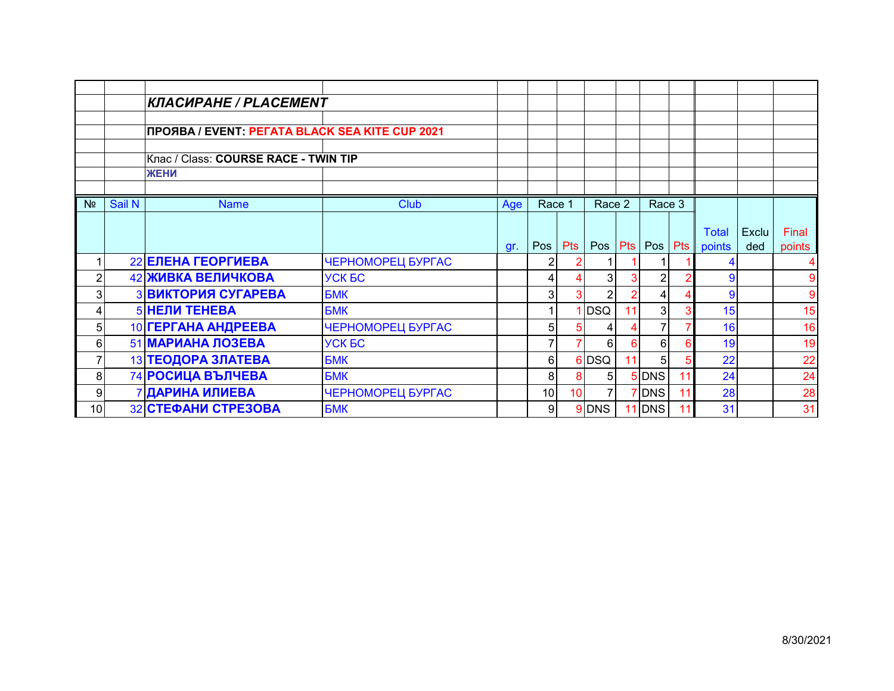***КЛАСИРАНЕ / PLACEMENT***

**ПРОЯВА / EVENT: РЕГАТА BLACK SEA KITE CUP 2021**

Клас / Class: **COURSE RACE - TWIN TIP**

**ЖЕНИ**

| № | Sail N | Name | Club | Age gr. | Race 1 Pos | Pts | Race 2 Pos | Pts | Race 3 Pos | Pts | Total points | Excluded | Final points |
|---|---|---|---|---|---|---|---|---|---|---|---|---|---|
| 1 | 22 | **ЕЛЕНА ГЕОРГИЕВА** | ЧЕРНОМОРЕЦ БУРГАС | | 2 | 2 | 1 | 1 | 1 | 1 | 4 | | 4 |
| 2 | 42 | **ЖИВКА ВЕЛИЧКОВА** | УСК БС | | 4 | 4 | 3 | 3 | 2 | 2 | 9 | | 9 |
| 3 | 3 | **ВИКТОРИЯ СУГАРЕВА** | БМК | | 3 | 3 | 2 | 2 | 4 | 4 | 9 | | 9 |
| 4 | 5 | **НЕЛИ ТЕНЕВА** | БМК | | 1 | 1 | DSQ | 11 | 3 | 3 | 15 | | 15 |
| 5 | 10 | **ГЕРГАНА АНДРЕЕВА** | ЧЕРНОМОРЕЦ БУРГАС | | 5 | 5 | 4 | 4 | 7 | 7 | 16 | | 16 |
| 6 | 51 | **МАРИАНА ЛОЗЕВА** | УСК БС | | 7 | 7 | 6 | 6 | 6 | 6 | 19 | | 19 |
| 7 | 13 | **ТЕОДОРА ЗЛАТЕВА** | БМК | | 6 | 6 | DSQ | 11 | 5 | 5 | 22 | | 22 |
| 8 | 74 | **РОСИЦА ВЪЛЧЕВА** | БМК | | 8 | 8 | 5 | 5 | DNS | 11 | 24 | | 24 |
| 9 | 7 | **ДАРИНА ИЛИЕВА** | ЧЕРНОМОРЕЦ БУРГАС | | 10 | 10 | 7 | 7 | DNS | 11 | 28 | | 28 |
| 10 | 32 | **СТЕФАНИ СТРЕЗОВА** | БМК | | 9 | 9 | DNS | 11 | DNS | 11 | 31 | | 31 |

8/30/2021